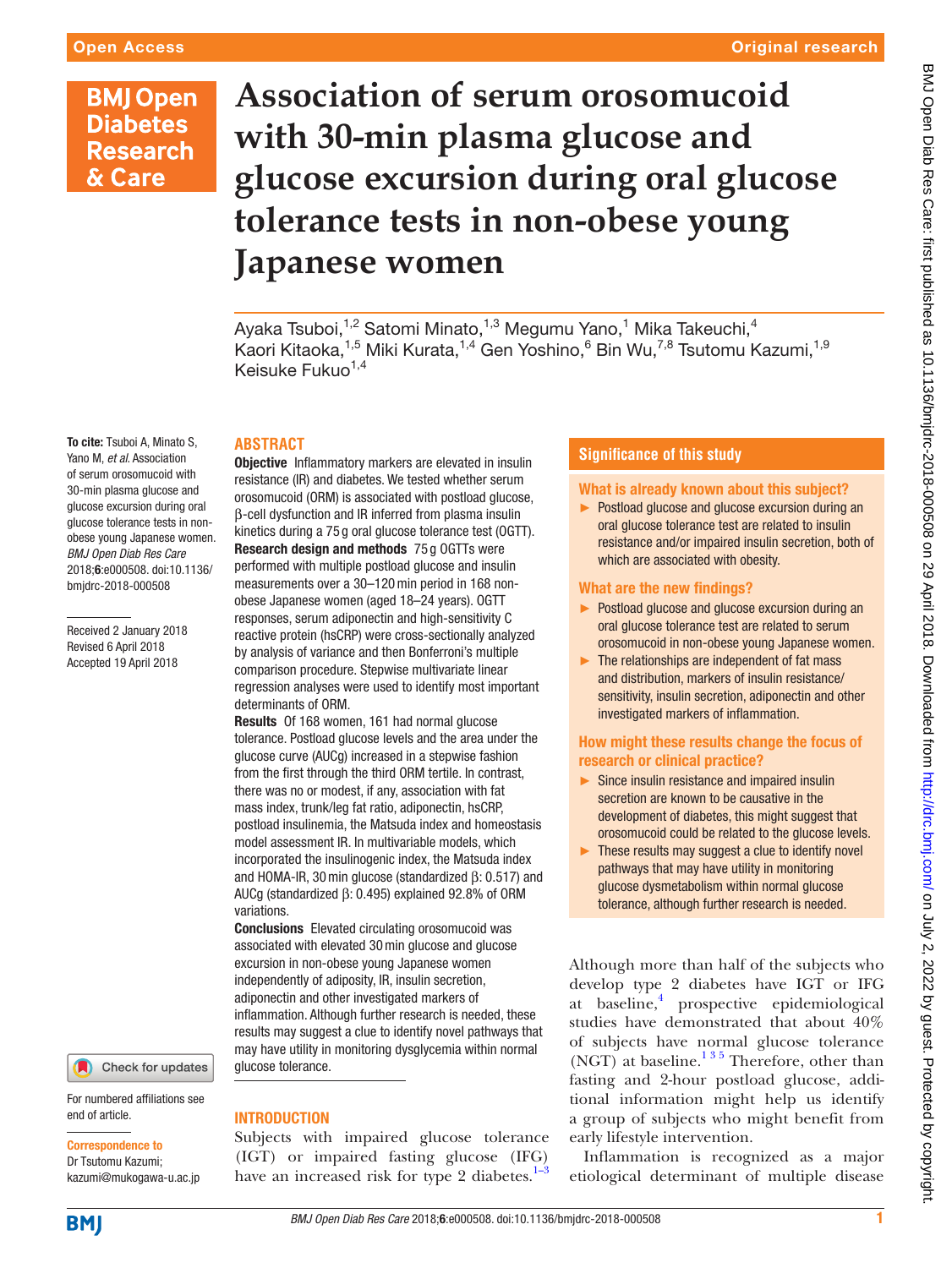Open Access | Original research

# Association of serum orosomucoid with 30-min plasma glucose and glucose excursion during oral glucose tolerance tests in non-obese young Japanese women

Ayaka Tsuboi,[1,2] Satomi Minato,[1,3] Megumu Yano,[1] Mika Takeuchi,[4] Kaori Kitaoka,[1,5] Miki Kurata,[1,4] Gen Yoshino,[6] Bin Wu,[7,8] Tsutomu Kazumi,[1,9] Keisuke Fukuo[1,4]

**To cite:** Tsuboi A, Minato S, Yano M, *et al*. Association of serum orosomucoid with 30-min plasma glucose and glucose excursion during oral glucose tolerance tests in non-obese young Japanese women. *BMJ Open Diab Res Care* 2018;**6**:e000508. doi:10.1136/bmjdrc-2018-000508

Received 2 January 2018
Revised 6 April 2018
Accepted 19 April 2018

## ABSTRACT

**Objective** Inflammatory markers are elevated in insulin resistance (IR) and diabetes. We tested whether serum orosomucoid (ORM) is associated with postload glucose, β-cell dysfunction and IR inferred from plasma insulin kinetics during a 75 g oral glucose tolerance test (OGTT).

**Research design and methods** 75 g OGTTs were performed with multiple postload glucose and insulin measurements over a 30–120 min period in 168 non-obese Japanese women (aged 18–24 years). OGTT responses, serum adiponectin and high-sensitivity C reactive protein (hsCRP) were cross-sectionally analyzed by analysis of variance and then Bonferroni's multiple comparison procedure. Stepwise multivariate linear regression analyses were used to identify most important determinants of ORM.

**Results** Of 168 women, 161 had normal glucose tolerance. Postload glucose levels and the area under the glucose curve (AUCg) increased in a stepwise fashion from the first through the third ORM tertile. In contrast, there was no or modest, if any, association with fat mass index, trunk/leg fat ratio, adiponectin, hsCRP, postload insulinemia, the Matsuda index and homeostasis model assessment IR. In multivariable models, which incorporated the insulinogenic index, the Matsuda index and HOMA-IR, 30 min glucose (standardized β: 0.517) and AUCg (standardized β: 0.495) explained 92.8% of ORM variations.

**Conclusions** Elevated circulating orosomucoid was associated with elevated 30 min glucose and glucose excursion in non-obese young Japanese women independently of adiposity, IR, insulin secretion, adiponectin and other investigated markers of inflammation. Although further research is needed, these results may suggest a clue to identify novel pathways that may have utility in monitoring dysglycemia within normal glucose tolerance.

## Significance of this study

### What is already known about this subject?

- Postload glucose and glucose excursion during an oral glucose tolerance test are related to insulin resistance and/or impaired insulin secretion, both of which are associated with obesity.

### What are the new findings?

- Postload glucose and glucose excursion during an oral glucose tolerance test are related to serum orosomucoid in non-obese young Japanese women.
- The relationships are independent of fat mass and distribution, markers of insulin resistance/sensitivity, insulin secretion, adiponectin and other investigated markers of inflammation.

### How might these results change the focus of research or clinical practice?

- Since insulin resistance and impaired insulin secretion are known to be causative in the development of diabetes, this might suggest that orosomucoid could be related to the glucose levels.
- These results may suggest a clue to identify novel pathways that may have utility in monitoring glucose dysmetabolism within normal glucose tolerance, although further research is needed.

For numbered affiliations see end of article.

**Correspondence to**
Dr Tsutomu Kazumi;
kazumi@mukogawa-u.ac.jp

## INTRODUCTION

Subjects with impaired glucose tolerance (IGT) or impaired fasting glucose (IFG) have an increased risk for type 2 diabetes.[1–3] Although more than half of the subjects who develop type 2 diabetes have IGT or IFG at baseline,[4] prospective epidemiological studies have demonstrated that about 40% of subjects have normal glucose tolerance (NGT) at baseline.[1 3 5] Therefore, other than fasting and 2-hour postload glucose, additional information might help us identify a group of subjects who might benefit from early lifestyle intervention.

Inflammation is recognized as a major etiological determinant of multiple disease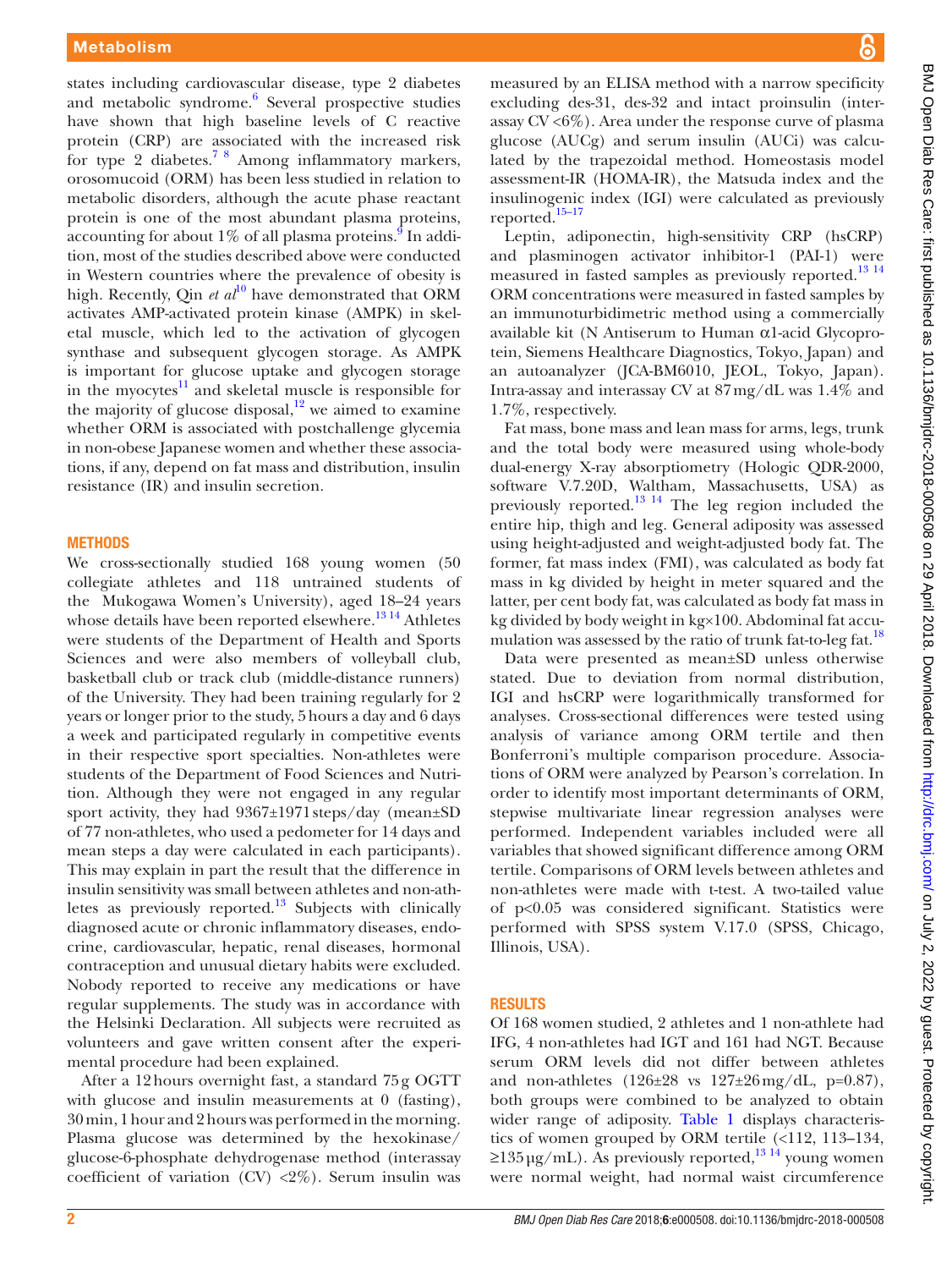states including cardiovascular disease, type 2 diabetes and metabolic syndrome.[6] Several prospective studies have shown that high baseline levels of C reactive protein (CRP) are associated with the increased risk for type 2 diabetes.[7 8] Among inflammatory markers, orosomucoid (ORM) has been less studied in relation to metabolic disorders, although the acute phase reactant protein is one of the most abundant plasma proteins, accounting for about 1% of all plasma proteins.[9] In addition, most of the studies described above were conducted in Western countries where the prevalence of obesity is high. Recently, Qin *et al*[10] have demonstrated that ORM activates AMP-activated protein kinase (AMPK) in skeletal muscle, which led to the activation of glycogen synthase and subsequent glycogen storage. As AMPK is important for glucose uptake and glycogen storage in the myocytes[11] and skeletal muscle is responsible for the majority of glucose disposal,[12] we aimed to examine whether ORM is associated with postchallenge glycemia in non-obese Japanese women and whether these associations, if any, depend on fat mass and distribution, insulin resistance (IR) and insulin secretion.

## METHODS

We cross-sectionally studied 168 young women (50 collegiate athletes and 118 untrained students of the Mukogawa Women's University), aged 18–24 years whose details have been reported elsewhere.[13 14] Athletes were students of the Department of Health and Sports Sciences and were also members of volleyball club, basketball club or track club (middle-distance runners) of the University. They had been training regularly for 2 years or longer prior to the study, 5 hours a day and 6 days a week and participated regularly in competitive events in their respective sport specialties. Non-athletes were students of the Department of Food Sciences and Nutrition. Although they were not engaged in any regular sport activity, they had 9367±1971 steps/day (mean±SD of 77 non-athletes, who used a pedometer for 14 days and mean steps a day were calculated in each participants). This may explain in part the result that the difference in insulin sensitivity was small between athletes and non-athletes as previously reported.[13] Subjects with clinically diagnosed acute or chronic inflammatory diseases, endocrine, cardiovascular, hepatic, renal diseases, hormonal contraception and unusual dietary habits were excluded. Nobody reported to receive any medications or have regular supplements. The study was in accordance with the Helsinki Declaration. All subjects were recruited as volunteers and gave written consent after the experimental procedure had been explained.

After a 12 hours overnight fast, a standard 75 g OGTT with glucose and insulin measurements at 0 (fasting), 30 min, 1 hour and 2 hours was performed in the morning. Plasma glucose was determined by the hexokinase/glucose-6-phosphate dehydrogenase method (interassay coefficient of variation (CV) <2%). Serum insulin was measured by an ELISA method with a narrow specificity excluding des-31, des-32 and intact proinsulin (interassay CV <6%). Area under the response curve of plasma glucose (AUCg) and serum insulin (AUCi) was calculated by the trapezoidal method. Homeostasis model assessment-IR (HOMA-IR), the Matsuda index and the insulinogenic index (IGI) were calculated as previously reported.[15–17]

Leptin, adiponectin, high-sensitivity CRP (hsCRP) and plasminogen activator inhibitor-1 (PAI-1) were measured in fasted samples as previously reported.[13 14] ORM concentrations were measured in fasted samples by an immunoturbidimetric method using a commercially available kit (N Antiserum to Human α1-acid Glycoprotein, Siemens Healthcare Diagnostics, Tokyo, Japan) and an autoanalyzer (JCA-BM6010, JEOL, Tokyo, Japan). Intra-assay and interassay CV at 87 mg/dL was 1.4% and 1.7%, respectively.

Fat mass, bone mass and lean mass for arms, legs, trunk and the total body were measured using whole-body dual-energy X-ray absorptiometry (Hologic QDR-2000, software V.7.20D, Waltham, Massachusetts, USA) as previously reported.[13 14] The leg region included the entire hip, thigh and leg. General adiposity was assessed using height-adjusted and weight-adjusted body fat. The former, fat mass index (FMI), was calculated as body fat mass in kg divided by height in meter squared and the latter, per cent body fat, was calculated as body fat mass in kg divided by body weight in kg×100. Abdominal fat accumulation was assessed by the ratio of trunk fat-to-leg fat.[18]

Data were presented as mean±SD unless otherwise stated. Due to deviation from normal distribution, IGI and hsCRP were logarithmically transformed for analyses. Cross-sectional differences were tested using analysis of variance among ORM tertile and then Bonferroni's multiple comparison procedure. Associations of ORM were analyzed by Pearson's correlation. In order to identify most important determinants of ORM, stepwise multivariate linear regression analyses were performed. Independent variables included were all variables that showed significant difference among ORM tertile. Comparisons of ORM levels between athletes and non-athletes were made with t-test. A two-tailed value of $p<0.05$ was considered significant. Statistics were performed with SPSS system V.17.0 (SPSS, Chicago, Illinois, USA).

## RESULTS

Of 168 women studied, 2 athletes and 1 non-athlete had IFG, 4 non-athletes had IGT and 161 had NGT. Because serum ORM levels did not differ between athletes and non-athletes (126±28 vs 127±26 mg/dL, p=0.87), both groups were combined to be analyzed to obtain wider range of adiposity. Table 1 displays characteristics of women grouped by ORM tertile (<112, 113–134, ≥135 μg/mL). As previously reported,[13 14] young women were normal weight, had normal waist circumference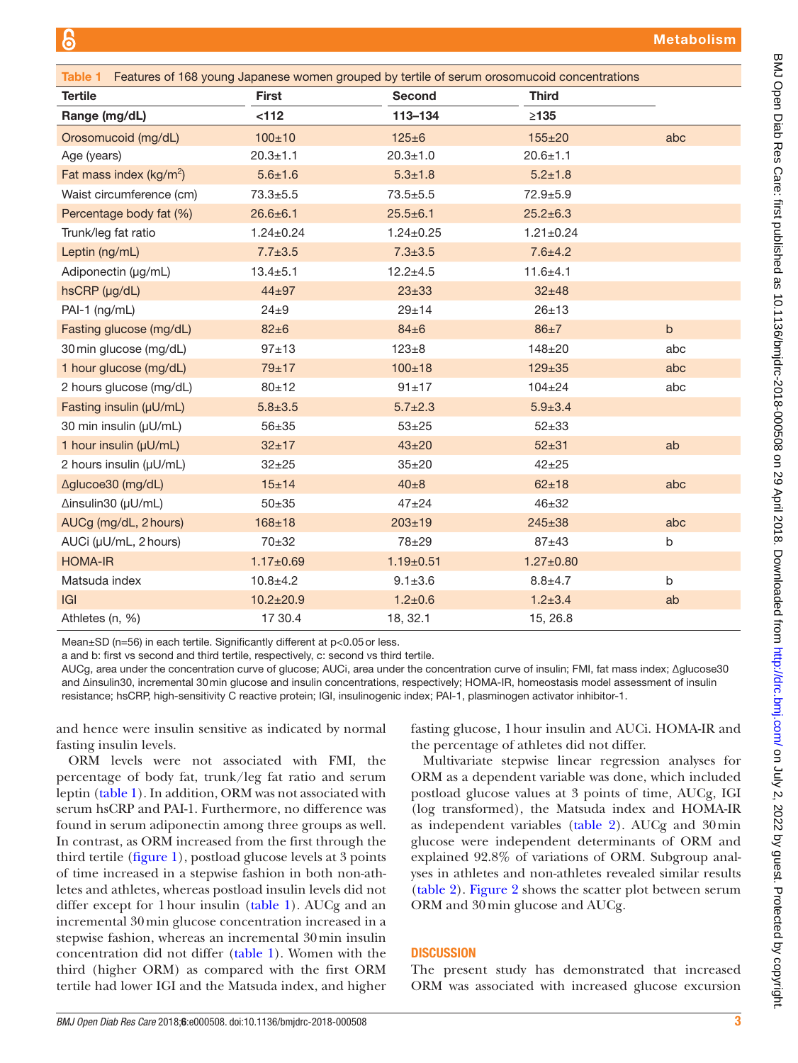**Table 1** Features of 168 young Japanese women grouped by tertile of serum orosomucoid concentrations

| Tertile | First | Second | Third | |
|---|---|---|---|---|
| Range (mg/dL) | <112 | 113–134 | ≥135 | |
| Orosomucoid (mg/dL) | 100±10 | 125±6 | 155±20 | abc |
| Age (years) | 20.3±1.1 | 20.3±1.0 | 20.6±1.1 | |
| Fat mass index (kg/m$^2$) | 5.6±1.6 | 5.3±1.8 | 5.2±1.8 | |
| Waist circumference (cm) | 73.3±5.5 | 73.5±5.5 | 72.9±5.9 | |
| Percentage body fat (%) | 26.6±6.1 | 25.5±6.1 | 25.2±6.3 | |
| Trunk/leg fat ratio | 1.24±0.24 | 1.24±0.25 | 1.21±0.24 | |
| Leptin (ng/mL) | 7.7±3.5 | 7.3±3.5 | 7.6±4.2 | |
| Adiponectin (μg/mL) | 13.4±5.1 | 12.2±4.5 | 11.6±4.1 | |
| hsCRP (μg/dL) | 44±97 | 23±33 | 32±48 | |
| PAI-1 (ng/mL) | 24±9 | 29±14 | 26±13 | |
| Fasting glucose (mg/dL) | 82±6 | 84±6 | 86±7 | b |
| 30 min glucose (mg/dL) | 97±13 | 123±8 | 148±20 | abc |
| 1 hour glucose (mg/dL) | 79±17 | 100±18 | 129±35 | abc |
| 2 hours glucose (mg/dL) | 80±12 | 91±17 | 104±24 | abc |
| Fasting insulin (μU/mL) | 5.8±3.5 | 5.7±2.3 | 5.9±3.4 | |
| 30 min insulin (μU/mL) | 56±35 | 53±25 | 52±33 | |
| 1 hour insulin (μU/mL) | 32±17 | 43±20 | 52±31 | ab |
| 2 hours insulin (μU/mL) | 32±25 | 35±20 | 42±25 | |
| Δglucoe30 (mg/dL) | 15±14 | 40±8 | 62±18 | abc |
| Δinsulin30 (μU/mL) | 50±35 | 47±24 | 46±32 | |
| AUCg (mg/dL, 2 hours) | 168±18 | 203±19 | 245±38 | abc |
| AUCi (μU/mL, 2 hours) | 70±32 | 78±29 | 87±43 | b |
| HOMA-IR | 1.17±0.69 | 1.19±0.51 | 1.27±0.80 | |
| Matsuda index | 10.8±4.2 | 9.1±3.6 | 8.8±4.7 | b |
| IGI | 10.2±20.9 | 1.2±0.6 | 1.2±3.4 | ab |
| Athletes (n, %) | 17 30.4 | 18, 32.1 | 15, 26.8 | |

Mean±SD (n=56) in each tertile. Significantly different at p<0.05 or less.
a and b: first vs second and third tertile, respectively, c: second vs third tertile.
AUCg, area under the concentration curve of glucose; AUCi, area under the concentration curve of insulin; FMI, fat mass index; Δglucose30 and Δinsulin30, incremental 30 min glucose and insulin concentrations, respectively; HOMA-IR, homeostasis model assessment of insulin resistance; hsCRP, high-sensitivity C reactive protein; IGI, insulinogenic index; PAI-1, plasminogen activator inhibitor-1.

and hence were insulin sensitive as indicated by normal fasting insulin levels.

ORM levels were not associated with FMI, the percentage of body fat, trunk/leg fat ratio and serum leptin (table 1). In addition, ORM was not associated with serum hsCRP and PAI-1. Furthermore, no difference was found in serum adiponectin among three groups as well. In contrast, as ORM increased from the first through the third tertile (figure 1), postload glucose levels at 3 points of time increased in a stepwise fashion in both non-athletes and athletes, whereas postload insulin levels did not differ except for 1 hour insulin (table 1). AUCg and an incremental 30 min glucose concentration increased in a stepwise fashion, whereas an incremental 30 min insulin concentration did not differ (table 1). Women with the third (higher ORM) as compared with the first ORM tertile had lower IGI and the Matsuda index, and higher fasting glucose, 1 hour insulin and AUCi. HOMA-IR and the percentage of athletes did not differ.

Multivariate stepwise linear regression analyses for ORM as a dependent variable was done, which included postload glucose values at 3 points of time, AUCg, IGI (log transformed), the Matsuda index and HOMA-IR as independent variables (table 2). AUCg and 30 min glucose were independent determinants of ORM and explained 92.8% of variations of ORM. Subgroup analyses in athletes and non-athletes revealed similar results (table 2). Figure 2 shows the scatter plot between serum ORM and 30 min glucose and AUCg.

## DISCUSSION

The present study has demonstrated that increased ORM was associated with increased glucose excursion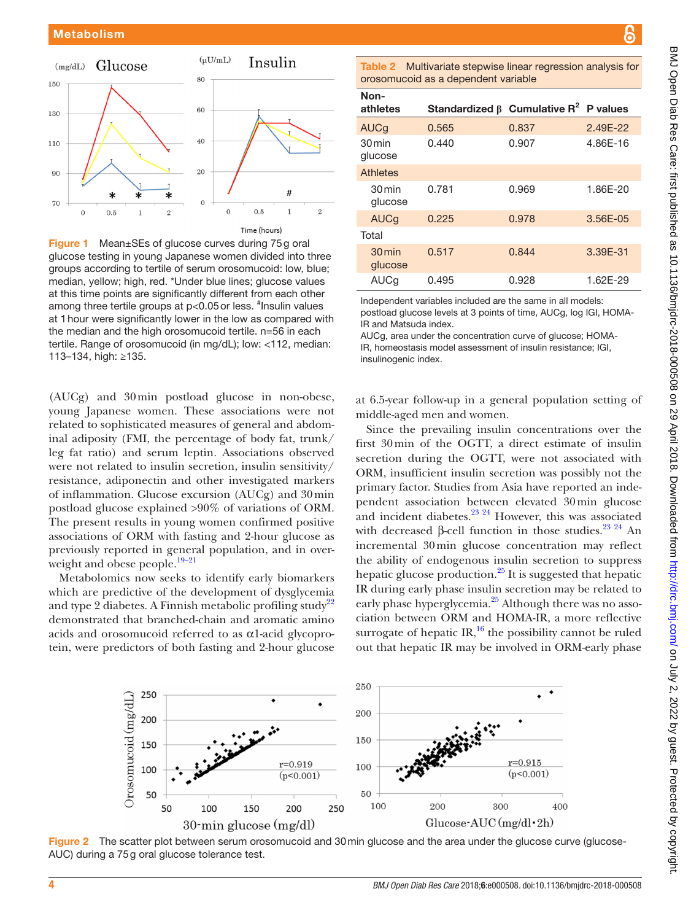**Figure 1** Mean±SEs of glucose curves during 75 g oral glucose testing in young Japanese women divided into three groups according to tertile of serum orosomucoid: low, blue; median, yellow; high, red. *Under blue lines; glucose values at this time points are significantly different from each other among three tertile groups at p<0.05 or less. #Insulin values at 1 hour were significantly lower in the low as compared with the median and the high orosomucoid tertile. n=56 in each tertile. Range of orosomucoid (in mg/dL); low: <112, median: 113–134, high: ≥135.

**Table 2** Multivariate stepwise linear regression analysis for orosomucoid as a dependent variable

| Non-athletes | Standardized β | Cumulative $R^2$ | P values |
|---|---|---|---|
| AUCg | 0.565 | 0.837 | 2.49E-22 |
| 30 min glucose | 0.440 | 0.907 | 4.86E-16 |
| **Athletes** | | | |
| 30 min glucose | 0.781 | 0.969 | 1.86E-20 |
| AUCg | 0.225 | 0.978 | 3.56E-05 |
| **Total** | | | |
| 30 min glucose | 0.517 | 0.844 | 3.39E-31 |
| AUCg | 0.495 | 0.928 | 1.62E-29 |

Independent variables included are the same in all models: postload glucose levels at 3 points of time, AUCg, log IGI, HOMA-IR and Matsuda index.
AUCg, area under the concentration curve of glucose; HOMA-IR, homeostasis model assessment of insulin resistance; IGI, insulinogenic index.

(AUCg) and 30 min postload glucose in non-obese, young Japanese women. These associations were not related to sophisticated measures of general and abdominal adiposity (FMI, the percentage of body fat, trunk/leg fat ratio) and serum leptin. Associations observed were not related to insulin secretion, insulin sensitivity/resistance, adiponectin and other investigated markers of inflammation. Glucose excursion (AUCg) and 30 min postload glucose explained >90% of variations of ORM. The present results in young women confirmed positive associations of ORM with fasting and 2-hour glucose as previously reported in general population, and in overweight and obese people.[19–21]

Metabolomics now seeks to identify early biomarkers which are predictive of the development of dysglycemia and type 2 diabetes. A Finnish metabolic profiling study[22] demonstrated that branched-chain and aromatic amino acids and orosomucoid referred to as α1-acid glycoprotein, were predictors of both fasting and 2-hour glucose at 6.5-year follow-up in a general population setting of middle-aged men and women.

Since the prevailing insulin concentrations over the first 30 min of the OGTT, a direct estimate of insulin secretion during the OGTT, were not associated with ORM, insufficient insulin secretion was possibly not the primary factor. Studies from Asia have reported an independent association between elevated 30 min glucose and incident diabetes.[23 24] However, this was associated with decreased β-cell function in those studies.[23 24] An incremental 30 min glucose concentration may reflect the ability of endogenous insulin secretion to suppress hepatic glucose production.[25] It is suggested that hepatic IR during early phase insulin secretion may be related to early phase hyperglycemia.[25] Although there was no association between ORM and HOMA-IR, a more reflective surrogate of hepatic IR,[16] the possibility cannot be ruled out that hepatic IR may be involved in ORM-early phase

**Figure 2** The scatter plot between serum orosomucoid and 30 min glucose and the area under the glucose curve (glucose-AUC) during a 75 g oral glucose tolerance test.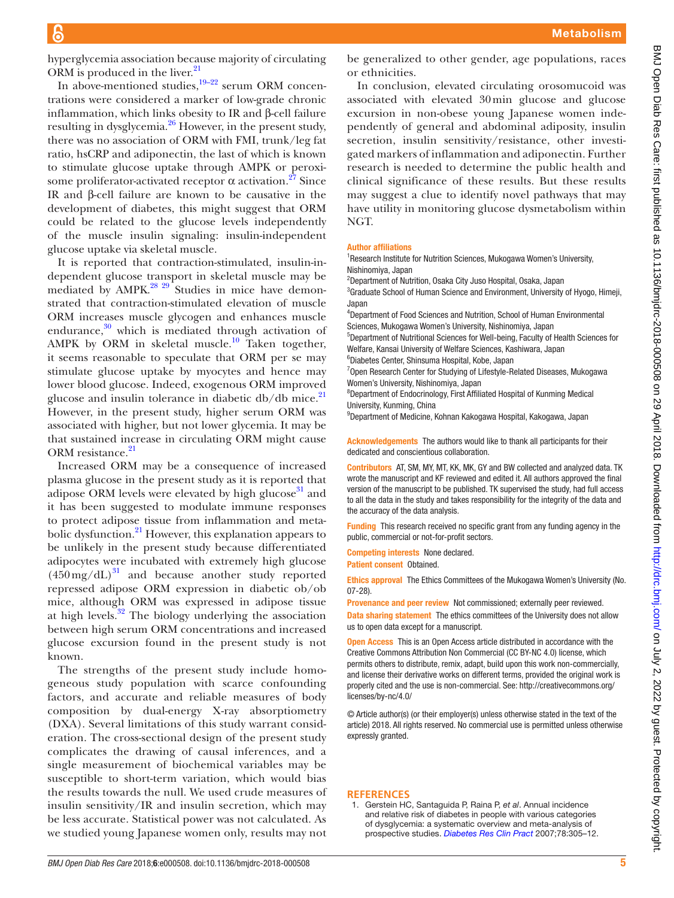hyperglycemia association because majority of circulating ORM is produced in the liver.[21]

In above-mentioned studies,[19–22] serum ORM concentrations were considered a marker of low-grade chronic inflammation, which links obesity to IR and β-cell failure resulting in dysglycemia.[26] However, in the present study, there was no association of ORM with FMI, trunk/leg fat ratio, hsCRP and adiponectin, the last of which is known to stimulate glucose uptake through AMPK or peroxisome proliferator-activated receptor α activation.[27] Since IR and β-cell failure are known to be causative in the development of diabetes, this might suggest that ORM could be related to the glucose levels independently of the muscle insulin signaling: insulin-independent glucose uptake via skeletal muscle.

It is reported that contraction-stimulated, insulin-independent glucose transport in skeletal muscle may be mediated by AMPK.[28 29] Studies in mice have demonstrated that contraction-stimulated elevation of muscle ORM increases muscle glycogen and enhances muscle endurance,[30] which is mediated through activation of AMPK by ORM in skeletal muscle.[10] Taken together, it seems reasonable to speculate that ORM per se may stimulate glucose uptake by myocytes and hence may lower blood glucose. Indeed, exogenous ORM improved glucose and insulin tolerance in diabetic db/db mice.[21] However, in the present study, higher serum ORM was associated with higher, but not lower glycemia. It may be that sustained increase in circulating ORM might cause ORM resistance.[21]

Increased ORM may be a consequence of increased plasma glucose in the present study as it is reported that adipose ORM levels were elevated by high glucose[31] and it has been suggested to modulate immune responses to protect adipose tissue from inflammation and metabolic dysfunction.[21] However, this explanation appears to be unlikely in the present study because differentiated adipocytes were incubated with extremely high glucose (450 mg/dL)[31] and because another study reported repressed adipose ORM expression in diabetic ob/ob mice, although ORM was expressed in adipose tissue at high levels.[32] The biology underlying the association between high serum ORM concentrations and increased glucose excursion found in the present study is not known.

The strengths of the present study include homogeneous study population with scarce confounding factors, and accurate and reliable measures of body composition by dual-energy X-ray absorptiometry (DXA). Several limitations of this study warrant consideration. The cross-sectional design of the present study complicates the drawing of causal inferences, and a single measurement of biochemical variables may be susceptible to short-term variation, which would bias the results towards the null. We used crude measures of insulin sensitivity/IR and insulin secretion, which may be less accurate. Statistical power was not calculated. As we studied young Japanese women only, results may not be generalized to other gender, age populations, races or ethnicities.

In conclusion, elevated circulating orosomucoid was associated with elevated 30 min glucose and glucose excursion in non-obese young Japanese women independently of general and abdominal adiposity, insulin secretion, insulin sensitivity/resistance, other investigated markers of inflammation and adiponectin. Further research is needed to determine the public health and clinical significance of these results. But these results may suggest a clue to identify novel pathways that may have utility in monitoring glucose dysmetabolism within NGT.

**Author affiliations**

[1]Research Institute for Nutrition Sciences, Mukogawa Women's University, Nishinomiya, Japan
[2]Department of Nutrition, Osaka City Juso Hospital, Osaka, Japan
[3]Graduate School of Human Science and Environment, University of Hyogo, Himeji, Japan
[4]Department of Food Sciences and Nutrition, School of Human Environmental Sciences, Mukogawa Women's University, Nishinomiya, Japan
[5]Department of Nutritional Sciences for Well-being, Faculty of Health Sciences for Welfare, Kansai University of Welfare Sciences, Kashiwara, Japan
[6]Diabetes Center, Shinsuma Hospital, Kobe, Japan
[7]Open Research Center for Studying of Lifestyle-Related Diseases, Mukogawa Women's University, Nishinomiya, Japan
[8]Department of Endocrinology, First Affiliated Hospital of Kunming Medical University, Kunming, China
[9]Department of Medicine, Kohnan Kakogawa Hospital, Kakogawa, Japan

**Acknowledgements** The authors would like to thank all participants for their dedicated and conscientious collaboration.

**Contributors** AT, SM, MY, MT, KK, MK, GY and BW collected and analyzed data. TK wrote the manuscript and KF reviewed and edited it. All authors approved the final version of the manuscript to be published. TK supervised the study, had full access to all the data in the study and takes responsibility for the integrity of the data and the accuracy of the data analysis.

**Funding** This research received no specific grant from any funding agency in the public, commercial or not-for-profit sectors.

**Competing interests** None declared.

**Patient consent** Obtained.

**Ethics approval** The Ethics Committees of the Mukogawa Women's University (No. 07-28).

**Provenance and peer review** Not commissioned; externally peer reviewed.

**Data sharing statement** The ethics committees of the University does not allow us to open data except for a manuscript.

**Open Access** This is an Open Access article distributed in accordance with the Creative Commons Attribution Non Commercial (CC BY-NC 4.0) license, which permits others to distribute, remix, adapt, build upon this work non-commercially, and license their derivative works on different terms, provided the original work is properly cited and the use is non-commercial. See: http://creativecommons.org/licenses/by-nc/4.0/

© Article author(s) (or their employer(s) unless otherwise stated in the text of the article) 2018. All rights reserved. No commercial use is permitted unless otherwise expressly granted.

## REFERENCES

1. Gerstein HC, Santaguida P, Raina P, *et al*. Annual incidence and relative risk of diabetes in people with various categories of dysglycemia: a systematic overview and meta-analysis of prospective studies. *Diabetes Res Clin Pract* 2007;78:305–12.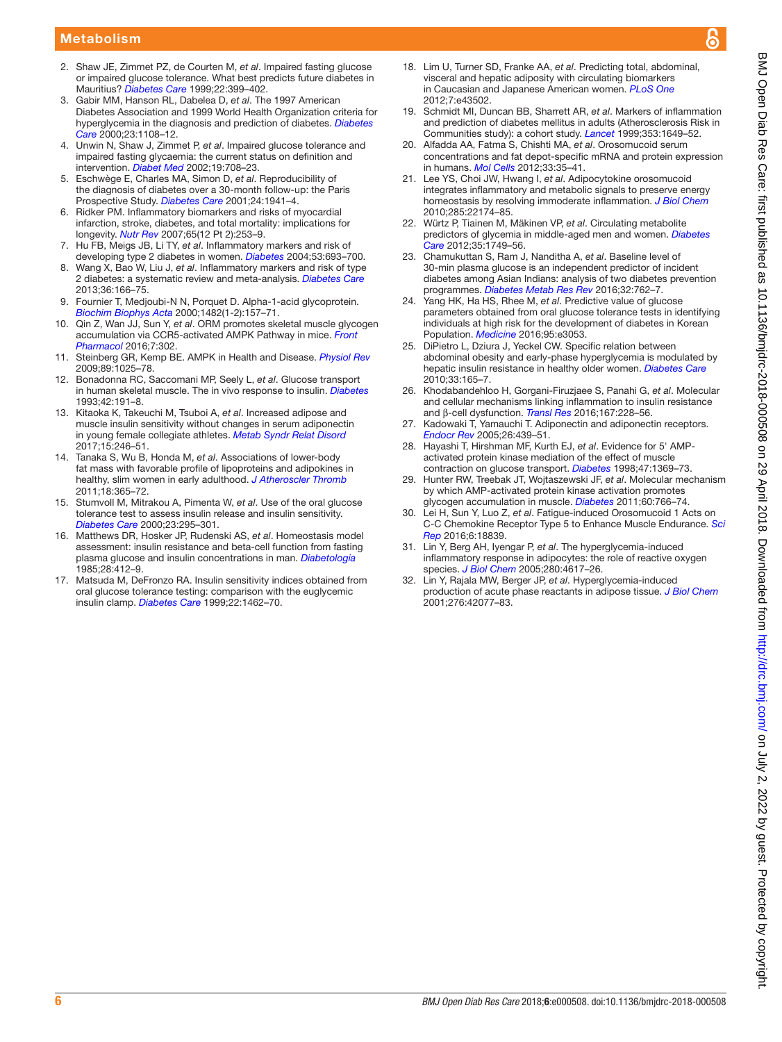2. Shaw JE, Zimmet PZ, de Courten M, *et al*. Impaired fasting glucose or impaired glucose tolerance. What best predicts future diabetes in Mauritius? *Diabetes Care* 1999;22:399–402.
3. Gabir MM, Hanson RL, Dabelea D, *et al*. The 1997 American Diabetes Association and 1999 World Health Organization criteria for hyperglycemia in the diagnosis and prediction of diabetes. *Diabetes Care* 2000;23:1108–12.
4. Unwin N, Shaw J, Zimmet P, *et al*. Impaired glucose tolerance and impaired fasting glycaemia: the current status on definition and intervention. *Diabet Med* 2002;19:708–23.
5. Eschwège E, Charles MA, Simon D, *et al*. Reproducibility of the diagnosis of diabetes over a 30-month follow-up: the Paris Prospective Study. *Diabetes Care* 2001;24:1941–4.
6. Ridker PM. Inflammatory biomarkers and risks of myocardial infarction, stroke, diabetes, and total mortality: implications for longevity. *Nutr Rev* 2007;65(12 Pt 2):253–9.
7. Hu FB, Meigs JB, Li TY, *et al*. Inflammatory markers and risk of developing type 2 diabetes in women. *Diabetes* 2004;53:693–700.
8. Wang X, Bao W, Liu J, *et al*. Inflammatory markers and risk of type 2 diabetes: a systematic review and meta-analysis. *Diabetes Care* 2013;36:166–75.
9. Fournier T, Medjoubi-N N, Porquet D. Alpha-1-acid glycoprotein. *Biochim Biophys Acta* 2000;1482(1-2):157–71.
10. Qin Z, Wan JJ, Sun Y, *et al*. ORM promotes skeletal muscle glycogen accumulation via CCR5-activated AMPK Pathway in mice. *Front Pharmacol* 2016;7:302.
11. Steinberg GR, Kemp BE. AMPK in Health and Disease. *Physiol Rev* 2009;89:1025–78.
12. Bonadonna RC, Saccomani MP, Seely L, *et al*. Glucose transport in human skeletal muscle. The in vivo response to insulin. *Diabetes* 1993;42:191–8.
13. Kitaoka K, Takeuchi M, Tsuboi A, *et al*. Increased adipose and muscle insulin sensitivity without changes in serum adiponectin in young female collegiate athletes. *Metab Syndr Relat Disord* 2017;15:246–51.
14. Tanaka S, Wu B, Honda M, *et al*. Associations of lower-body fat mass with favorable profile of lipoproteins and adipokines in healthy, slim women in early adulthood. *J Atheroscler Thromb* 2011;18:365–72.
15. Stumvoll M, Mitrakou A, Pimenta W, *et al*. Use of the oral glucose tolerance test to assess insulin release and insulin sensitivity. *Diabetes Care* 2000;23:295–301.
16. Matthews DR, Hosker JP, Rudenski AS, *et al*. Homeostasis model assessment: insulin resistance and beta-cell function from fasting plasma glucose and insulin concentrations in man. *Diabetologia* 1985;28:412–9.
17. Matsuda M, DeFronzo RA. Insulin sensitivity indices obtained from oral glucose tolerance testing: comparison with the euglycemic insulin clamp. *Diabetes Care* 1999;22:1462–70.
18. Lim U, Turner SD, Franke AA, *et al*. Predicting total, abdominal, visceral and hepatic adiposity with circulating biomarkers in Caucasian and Japanese American women. *PLoS One* 2012;7:e43502.
19. Schmidt MI, Duncan BB, Sharrett AR, *et al*. Markers of inflammation and prediction of diabetes mellitus in adults (Atherosclerosis Risk in Communities study): a cohort study. *Lancet* 1999;353:1649–52.
20. Alfadda AA, Fatma S, Chishti MA, *et al*. Orosomucoid serum concentrations and fat depot-specific mRNA and protein expression in humans. *Mol Cells* 2012;33:35–41.
21. Lee YS, Choi JW, Hwang I, *et al*. Adipocytokine orosomucoid integrates inflammatory and metabolic signals to preserve energy homeostasis by resolving immoderate inflammation. *J Biol Chem* 2010;285:22174–85.
22. Würtz P, Tiainen M, Mäkinen VP, *et al*. Circulating metabolite predictors of glycemia in middle-aged men and women. *Diabetes Care* 2012;35:1749–56.
23. Chamukuttan S, Ram J, Nanditha A, *et al*. Baseline level of 30-min plasma glucose is an independent predictor of incident diabetes among Asian Indians: analysis of two diabetes prevention programmes. *Diabetes Metab Res Rev* 2016;32:762–7.
24. Yang HK, Ha HS, Rhee M, *et al*. Predictive value of glucose parameters obtained from oral glucose tolerance tests in identifying individuals at high risk for the development of diabetes in Korean Population. *Medicine* 2016;95:e3053.
25. DiPietro L, Dziura J, Yeckel CW. Specific relation between abdominal obesity and early-phase hyperglycemia is modulated by hepatic insulin resistance in healthy older women. *Diabetes Care* 2010;33:165–7.
26. Khodabandehloo H, Gorgani-Firuzjaee S, Panahi G, *et al*. Molecular and cellular mechanisms linking inflammation to insulin resistance and β-cell dysfunction. *Transl Res* 2016;167:228–56.
27. Kadowaki T, Yamauchi T. Adiponectin and adiponectin receptors. *Endocr Rev* 2005;26:439–51.
28. Hayashi T, Hirshman MF, Kurth EJ, *et al*. Evidence for 5′ AMP-activated protein kinase mediation of the effect of muscle contraction on glucose transport. *Diabetes* 1998;47:1369–73.
29. Hunter RW, Treebak JT, Wojtaszewski JF, *et al*. Molecular mechanism by which AMP-activated protein kinase activation promotes glycogen accumulation in muscle. *Diabetes* 2011;60:766–74.
30. Lei H, Sun Y, Luo Z, *et al*. Fatigue-induced Orosomucoid 1 Acts on C-C Chemokine Receptor Type 5 to Enhance Muscle Endurance. *Sci Rep* 2016;6:18839.
31. Lin Y, Berg AH, Iyengar P, *et al*. The hyperglycemia-induced inflammatory response in adipocytes: the role of reactive oxygen species. *J Biol Chem* 2005;280:4617–26.
32. Lin Y, Rajala MW, Berger JP, *et al*. Hyperglycemia-induced production of acute phase reactants in adipose tissue. *J Biol Chem* 2001;276:42077–83.